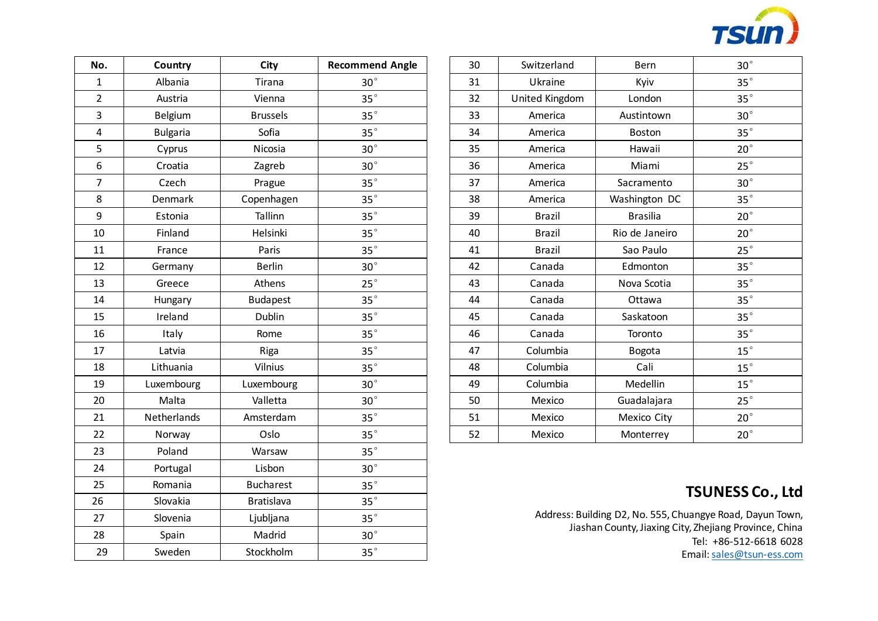| No. | Country | City | Recommend Angle |
|---|---|---|---|
| 1 | Albania | Tirana | 30° |
| 2 | Austria | Vienna | 35° |
| 3 | Belgium | Brussels | 35° |
| 4 | Bulgaria | Sofia | 35° |
| 5 | Cyprus | Nicosia | 30° |
| 6 | Croatia | Zagreb | 30° |
| 7 | Czech | Prague | 35° |
| 8 | Denmark | Copenhagen | 35° |
| 9 | Estonia | Tallinn | 35° |
| 10 | Finland | Helsinki | 35° |
| 11 | France | Paris | 35° |
| 12 | Germany | Berlin | 30° |
| 13 | Greece | Athens | 25° |
| 14 | Hungary | Budapest | 35° |
| 15 | Ireland | Dublin | 35° |
| 16 | Italy | Rome | 35° |
| 17 | Latvia | Riga | 35° |
| 18 | Lithuania | Vilnius | 35° |
| 19 | Luxembourg | Luxembourg | 30° |
| 20 | Malta | Valletta | 30° |
| 21 | Netherlands | Amsterdam | 35° |
| 22 | Norway | Oslo | 35° |
| 23 | Poland | Warsaw | 35° |
| 24 | Portugal | Lisbon | 30° |
| 25 | Romania | Bucharest | 35° |
| 26 | Slovakia | Bratislava | 35° |
| 27 | Slovenia | Ljubljana | 35° |
| 28 | Spain | Madrid | 30° |
| 29 | Sweden | Stockholm | 35° |
| 30 | Switzerland | Bern | 30° |
| 31 | Ukraine | Kyiv | 35° |
| 32 | United Kingdom | London | 35° |
| 33 | America | Austintown | 30° |
| 34 | America | Boston | 35° |
| 35 | America | Hawaii | 20° |
| 36 | America | Miami | 25° |
| 37 | America | Sacramento | 30° |
| 38 | America | Washington DC | 35° |
| 39 | Brazil | Brasilia | 20° |
| 40 | Brazil | Rio de Janeiro | 20° |
| 41 | Brazil | Sao Paulo | 25° |
| 42 | Canada | Edmonton | 35° |
| 43 | Canada | Nova Scotia | 35° |
| 44 | Canada | Ottawa | 35° |
| 45 | Canada | Saskatoon | 35° |
| 46 | Canada | Toronto | 35° |
| 47 | Columbia | Bogota | 15° |
| 48 | Columbia | Cali | 15° |
| 49 | Columbia | Medellin | 15° |
| 50 | Mexico | Guadalajara | 25° |
| 51 | Mexico | Mexico City | 20° |
| 52 | Mexico | Monterrey | 20° |

## TSUNESS Co., Ltd

Address: Building D2, No. 555, Chuangye Road, Dayun Town, Jiashan County, Jiaxing City, Zhejiang Province, China
Tel: +86-512-6618 6028
Email: sales@tsun-ess.com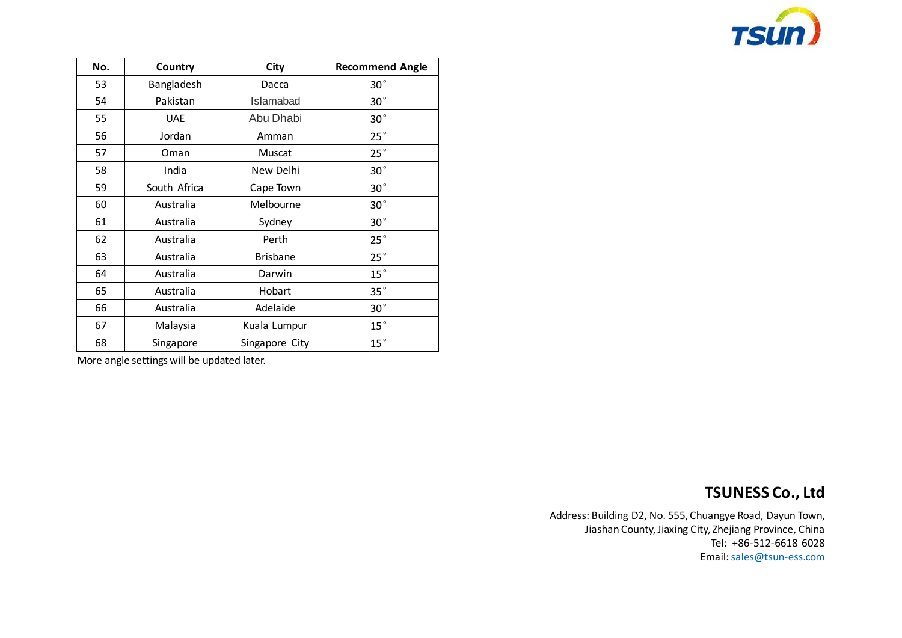| No. | Country | City | Recommend Angle |
|---|---|---|---|
| 53 | Bangladesh | Dacca | 30° |
| 54 | Pakistan | Islamabad | 30° |
| 55 | UAE | Abu Dhabi | 30° |
| 56 | Jordan | Amman | 25° |
| 57 | Oman | Muscat | 25° |
| 58 | India | New Delhi | 30° |
| 59 | South Africa | Cape Town | 30° |
| 60 | Australia | Melbourne | 30° |
| 61 | Australia | Sydney | 30° |
| 62 | Australia | Perth | 25° |
| 63 | Australia | Brisbane | 25° |
| 64 | Australia | Darwin | 15° |
| 65 | Australia | Hobart | 35° |
| 66 | Australia | Adelaide | 30° |
| 67 | Malaysia | Kuala Lumpur | 15° |
| 68 | Singapore | Singapore City | 15° |

More angle settings will be updated later.

**TSUNESS Co., Ltd**

Address: Building D2, No. 555, Chuangye Road, Dayun Town,
Jiashan County, Jiaxing City, Zhejiang Province, China
Tel: +86-512-6618 6028
Email: sales@tsun-ess.com